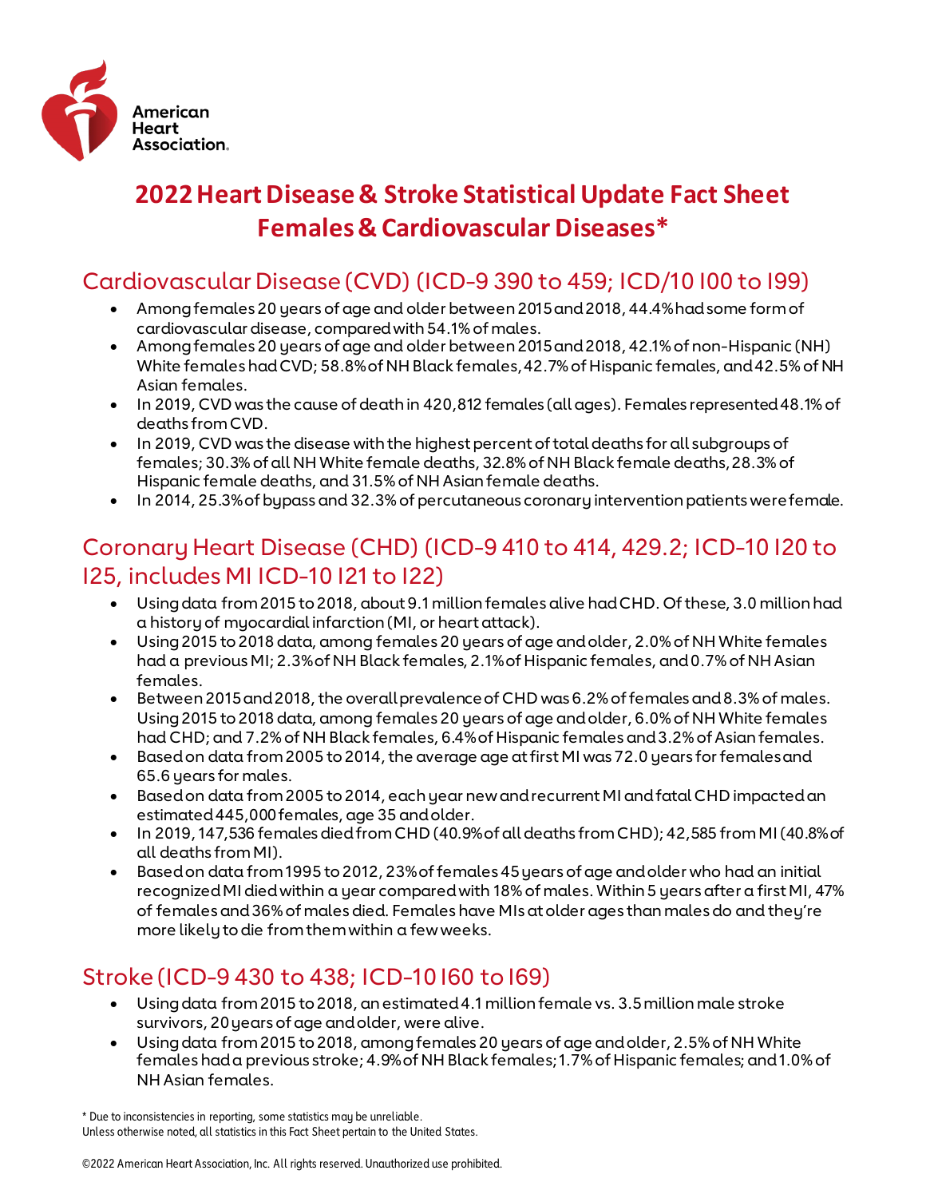American Heart Association.

# 2022 Heart Disease & Stroke Statistical Update Fact Sheet Females & Cardiovascular Diseases*

## Cardiovascular Disease (CVD) (ICD-9 390 to 459; ICD/10 I00 to I99)

- Among females 20 years of age and older between 2015 and 2018, 44.4% had some form of cardiovascular disease, compared with 54.1% of males.
- Among females 20 years of age and older between 2015 and 2018, 42.1% of non-Hispanic (NH) White females had CVD; 58.8% of NH Black females, 42.7% of Hispanic females, and 42.5% of NH Asian females.
- In 2019, CVD was the cause of death in 420,812 females (all ages). Females represented 48.1% of deaths from CVD.
- In 2019, CVD was the disease with the highest percent of total deaths for all subgroups of females; 30.3% of all NH White female deaths, 32.8% of NH Black female deaths, 28.3% of Hispanic female deaths, and 31.5% of NH Asian female deaths.
- In 2014, 25.3% of bypass and 32.3% of percutaneous coronary intervention patients were female.

## Coronary Heart Disease (CHD) (ICD-9 410 to 414, 429.2; ICD-10 I20 to I25, includes MI ICD-10 I21 to I22)

- Using data from 2015 to 2018, about 9.1 million females alive had CHD. Of these, 3.0 million had a history of myocardial infarction (MI, or heart attack).
- Using 2015 to 2018 data, among females 20 years of age and older, 2.0% of NH White females had a previous MI; 2.3% of NH Black females, 2.1% of Hispanic females, and 0.7% of NH Asian females.
- Between 2015 and 2018, the overall prevalence of CHD was 6.2% of females and 8.3% of males. Using 2015 to 2018 data, among females 20 years of age and older, 6.0% of NH White females had CHD; and 7.2% of NH Black females, 6.4% of Hispanic females and 3.2% of Asian females.
- Based on data from 2005 to 2014, the average age at first MI was 72.0 years for females and 65.6 years for males.
- Based on data from 2005 to 2014, each year new and recurrent MI and fatal CHD impacted an estimated 445,000 females, age 35 and older.
- In 2019, 147,536 females died from CHD (40.9% of all deaths from CHD); 42,585 from MI (40.8% of all deaths from MI).
- Based on data from 1995 to 2012, 23% of females 45 years of age and older who had an initial recognized MI died within a year compared with 18% of males. Within 5 years after a first MI, 47% of females and 36% of males died. Females have MIs at older ages than males do and they're more likely to die from them within a few weeks.

## Stroke (ICD-9 430 to 438; ICD-10 I60 to I69)

- Using data from 2015 to 2018, an estimated 4.1 million female vs. 3.5 million male stroke survivors, 20 years of age and older, were alive.
- Using data from 2015 to 2018, among females 20 years of age and older, 2.5% of NH White females had a previous stroke; 4.9% of NH Black females; 1.7% of Hispanic females; and 1.0% of NH Asian females.

* Due to inconsistencies in reporting, some statistics may be unreliable.
Unless otherwise noted, all statistics in this Fact Sheet pertain to the United States.

©2022 American Heart Association, Inc. All rights reserved. Unauthorized use prohibited.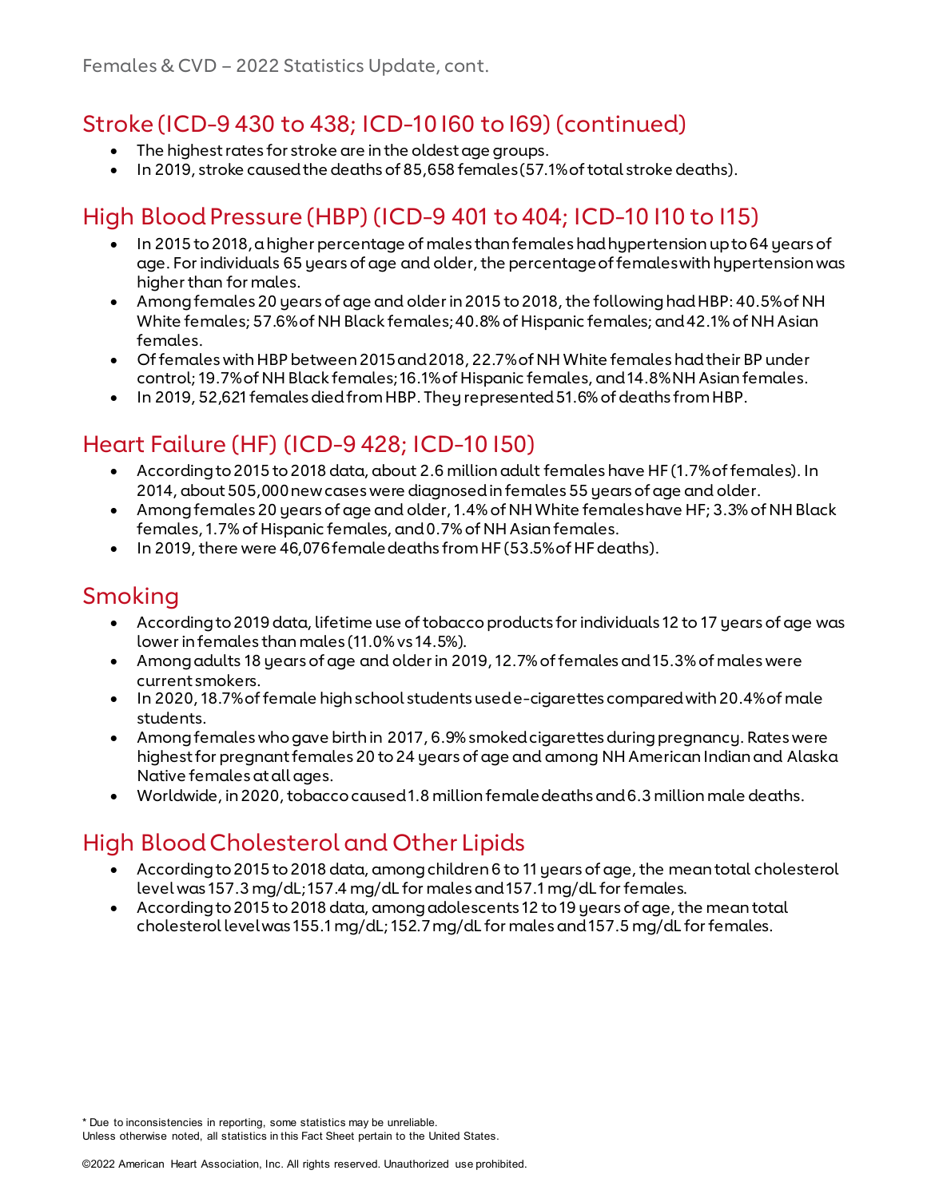## Stroke (ICD-9 430 to 438; ICD-10 I60 to I69) (continued)

- The highest rates for stroke are in the oldest age groups.
- In 2019, stroke caused the deaths of 85,658 females (57.1% of total stroke deaths).

## High Blood Pressure (HBP) (ICD-9 401 to 404; ICD-10 I10 to I15)

- In 2015 to 2018, a higher percentage of males than females had hypertension up to 64 years of age. For individuals 65 years of age and older, the percentage of females with hypertension was higher than for males.
- Among females 20 years of age and older in 2015 to 2018, the following had HBP: 40.5% of NH White females; 57.6% of NH Black females; 40.8% of Hispanic females; and 42.1% of NH Asian females.
- Of females with HBP between 2015 and 2018, 22.7% of NH White females had their BP under control; 19.7% of NH Black females; 16.1% of Hispanic females, and 14.8% NH Asian females.
- In 2019, 52,621 females died from HBP. They represented 51.6% of deaths from HBP.

## Heart Failure (HF) (ICD-9 428; ICD-10 I50)

- According to 2015 to 2018 data, about 2.6 million adult females have HF (1.7% of females). In 2014, about 505,000 new cases were diagnosed in females 55 years of age and older.
- Among females 20 years of age and older, 1.4% of NH White females have HF; 3.3% of NH Black females, 1.7% of Hispanic females, and 0.7% of NH Asian females.
- In 2019, there were 46,076 female deaths from HF (53.5% of HF deaths).

## Smoking

- According to 2019 data, lifetime use of tobacco products for individuals 12 to 17 years of age was lower in females than males (11.0% vs 14.5%).
- Among adults 18 years of age and older in 2019, 12.7% of females and 15.3% of males were current smokers.
- In 2020, 18.7% of female high school students used e-cigarettes compared with 20.4% of male students.
- Among females who gave birth in 2017, 6.9% smoked cigarettes during pregnancy. Rates were highest for pregnant females 20 to 24 years of age and among NH American Indian and Alaska Native females at all ages.
- Worldwide, in 2020, tobacco caused 1.8 million female deaths and 6.3 million male deaths.

## High Blood Cholesterol and Other Lipids

- According to 2015 to 2018 data, among children 6 to 11 years of age, the mean total cholesterol level was 157.3 mg/dL; 157.4 mg/dL for males and 157.1 mg/dL for females.
- According to 2015 to 2018 data, among adolescents 12 to 19 years of age, the mean total cholesterol level was 155.1 mg/dL; 152.7 mg/dL for males and 157.5 mg/dL for females.

* Due to inconsistencies in reporting, some statistics may be unreliable.
Unless otherwise noted, all statistics in this Fact Sheet pertain to the United States.

©2022 American Heart Association, Inc. All rights reserved. Unauthorized use prohibited.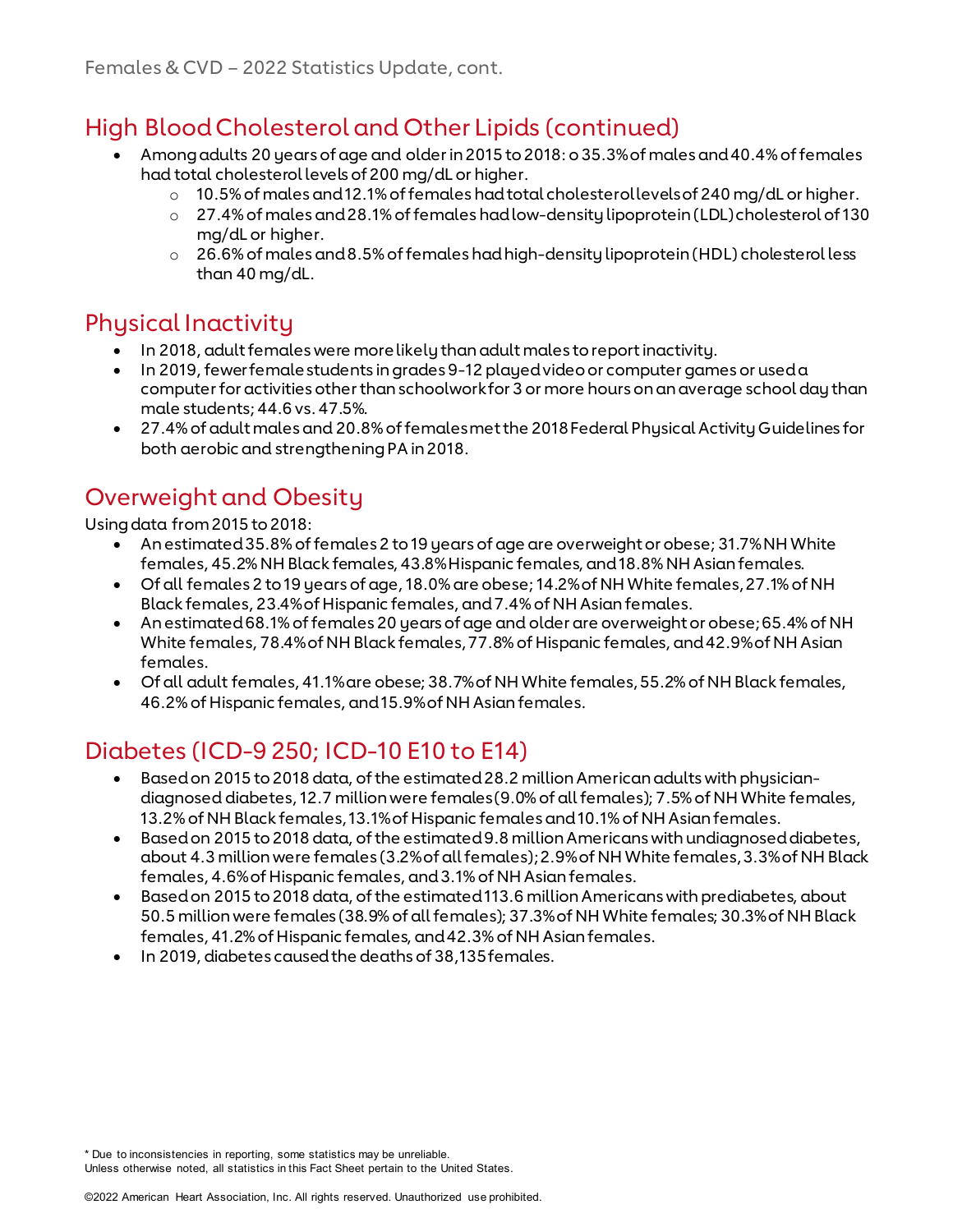## High Blood Cholesterol and Other Lipids (continued)

- Among adults 20 years of age and older in 2015 to 2018: o 35.3% of males and 40.4% of females had total cholesterol levels of 200 mg/dL or higher.
  - 10.5% of males and 12.1% of females had total cholesterol levels of 240 mg/dL or higher.
  - 27.4% of males and 28.1% of females had low-density lipoprotein (LDL) cholesterol of 130 mg/dL or higher.
  - 26.6% of males and 8.5% of females had high-density lipoprotein (HDL) cholesterol less than 40 mg/dL.

## Physical Inactivity

- In 2018, adult females were more likely than adult males to report inactivity.
- In 2019, fewer female students in grades 9-12 played video or computer games or used a computer for activities other than schoolwork for 3 or more hours on an average school day than male students; 44.6 vs. 47.5%.
- 27.4% of adult males and 20.8% of females met the 2018 Federal Physical Activity Guidelines for both aerobic and strengthening PA in 2018.

## Overweight and Obesity

Using data from 2015 to 2018:

- An estimated 35.8% of females 2 to 19 years of age are overweight or obese; 31.7% NH White females, 45.2% NH Black females, 43.8% Hispanic females, and 18.8% NH Asian females.
- Of all females 2 to 19 years of age, 18.0% are obese; 14.2% of NH White females, 27.1% of NH Black females, 23.4% of Hispanic females, and 7.4% of NH Asian females.
- An estimated 68.1% of females 20 years of age and older are overweight or obese; 65.4% of NH White females, 78.4% of NH Black females, 77.8% of Hispanic females, and 42.9% of NH Asian females.
- Of all adult females, 41.1% are obese; 38.7% of NH White females, 55.2% of NH Black females, 46.2% of Hispanic females, and 15.9% of NH Asian females.

## Diabetes (ICD-9 250; ICD-10 E10 to E14)

- Based on 2015 to 2018 data, of the estimated 28.2 million American adults with physician-diagnosed diabetes, 12.7 million were females (9.0% of all females); 7.5% of NH White females, 13.2% of NH Black females, 13.1% of Hispanic females and 10.1% of NH Asian females.
- Based on 2015 to 2018 data, of the estimated 9.8 million Americans with undiagnosed diabetes, about 4.3 million were females (3.2% of all females); 2.9% of NH White females, 3.3% of NH Black females, 4.6% of Hispanic females, and 3.1% of NH Asian females.
- Based on 2015 to 2018 data, of the estimated 113.6 million Americans with prediabetes, about 50.5 million were females (38.9% of all females); 37.3% of NH White females; 30.3% of NH Black females, 41.2% of Hispanic females, and 42.3% of NH Asian females.
- In 2019, diabetes caused the deaths of 38,135 females.

* Due to inconsistencies in reporting, some statistics may be unreliable.
Unless otherwise noted, all statistics in this Fact Sheet pertain to the United States.

©2022 American Heart Association, Inc. All rights reserved. Unauthorized use prohibited.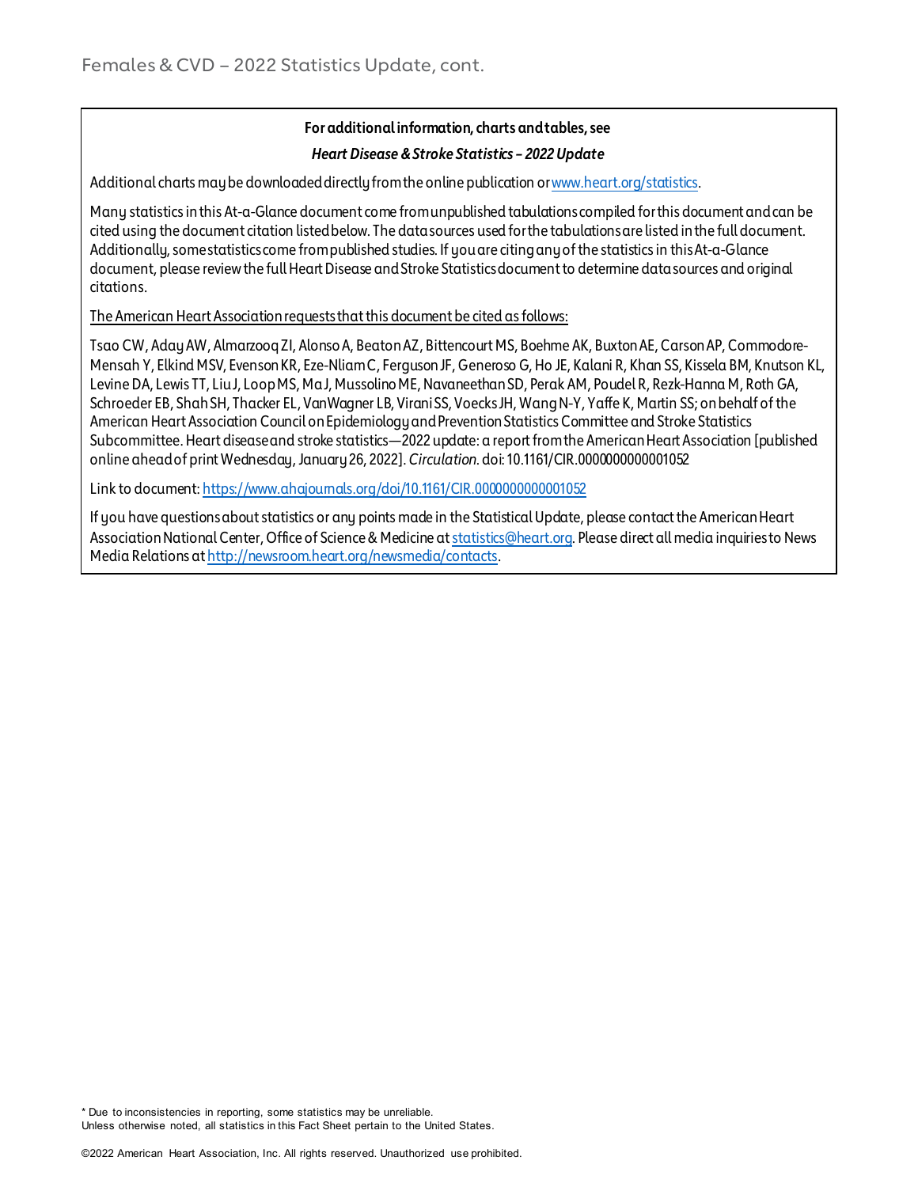**For additional information, charts and tables, see**

***Heart Disease & Stroke Statistics – 2022 Update***

Additional charts may be downloaded directly from the online publication or www.heart.org/statistics.

Many statistics in this At-a-Glance document come from unpublished tabulations compiled for this document and can be cited using the document citation listed below. The data sources used for the tabulations are listed in the full document. Additionally, some statistics come from published studies. If you are citing any of the statistics in this At-a-Glance document, please review the full Heart Disease and Stroke Statistics document to determine data sources and original citations.

The American Heart Association requests that this document be cited as follows:

Tsao CW, Aday AW, Almarzooq ZI, Alonso A, Beaton AZ, Bittencourt MS, Boehme AK, Buxton AE, Carson AP, Commodore-Mensah Y, Elkind MSV, Evenson KR, Eze-Nliam C, Ferguson JF, Generoso G, Ho JE, Kalani R, Khan SS, Kissela BM, Knutson KL, Levine DA, Lewis TT, Liu J, Loop MS, Ma J, Mussolino ME, Navaneethan SD, Perak AM, Poudel R, Rezk-Hanna M, Roth GA, Schroeder EB, Shah SH, Thacker EL, VanWagner LB, Virani SS, Voecks JH, Wang N-Y, Yaffe K, Martin SS; on behalf of the American Heart Association Council on Epidemiology and Prevention Statistics Committee and Stroke Statistics Subcommittee. Heart disease and stroke statistics—2022 update: a report from the American Heart Association [published online ahead of print Wednesday, January 26, 2022]. *Circulation*. doi: 10.1161/CIR.0000000000001052

Link to document: https://www.ahajournals.org/doi/10.1161/CIR.0000000000001052

If you have questions about statistics or any points made in the Statistical Update, please contact the American Heart Association National Center, Office of Science & Medicine at statistics@heart.org. Please direct all media inquiries to News Media Relations at http://newsroom.heart.org/newsmedia/contacts.

\* Due to inconsistencies in reporting, some statistics may be unreliable.
Unless otherwise noted, all statistics in this Fact Sheet pertain to the United States.

©2022 American Heart Association, Inc. All rights reserved. Unauthorized use prohibited.